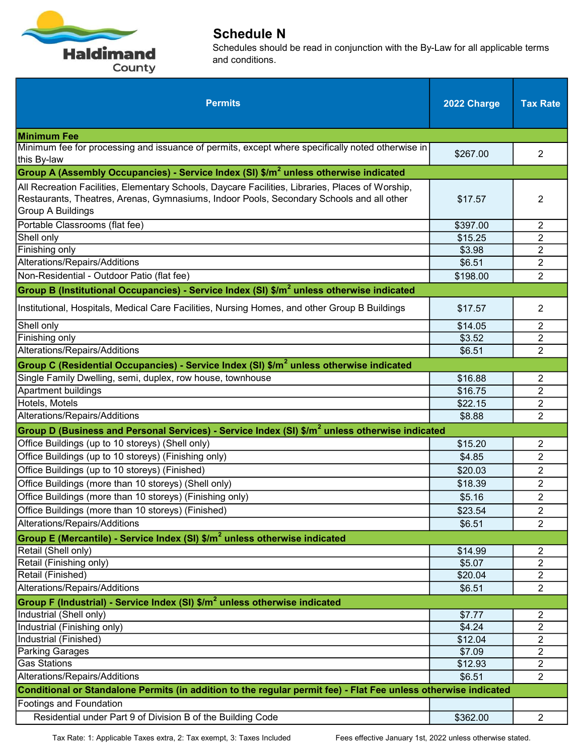# Schedule N

Schedules should be read in conjunction with the By-Law for all applicable terms and conditions.

| Permits | 2022 Charge | Tax Rate |
|---|---|---|
| **Minimum Fee** | | |
| Minimum fee for processing and issuance of permits, except where specifically noted otherwise in this By-law | $267.00 | 2 |
| **Group A (Assembly Occupancies) - Service Index (SI) $/m$^2$ unless otherwise indicated** | | |
| All Recreation Facilities, Elementary Schools, Daycare Facilities, Libraries, Places of Worship, Restaurants, Theatres, Arenas, Gymnasiums, Indoor Pools, Secondary Schools and all other Group A Buildings | $17.57 | 2 |
| Portable Classrooms (flat fee) | $397.00 | 2 |
| Shell only | $15.25 | 2 |
| Finishing only | $3.98 | 2 |
| Alterations/Repairs/Additions | $6.51 | 2 |
| Non-Residential - Outdoor Patio (flat fee) | $198.00 | 2 |
| **Group B (Institutional Occupancies) - Service Index (SI) $/m$^2$ unless otherwise indicated** | | |
| Institutional, Hospitals, Medical Care Facilities, Nursing Homes, and other Group B Buildings | $17.57 | 2 |
| Shell only | $14.05 | 2 |
| Finishing only | $3.52 | 2 |
| Alterations/Repairs/Additions | $6.51 | 2 |
| **Group C (Residential Occupancies) - Service Index (SI) $/m$^2$ unless otherwise indicated** | | |
| Single Family Dwelling, semi, duplex, row house, townhouse | $16.88 | 2 |
| Apartment buildings | $16.75 | 2 |
| Hotels, Motels | $22.15 | 2 |
| Alterations/Repairs/Additions | $8.88 | 2 |
| **Group D (Business and Personal Services) - Service Index (SI) $/m$^2$ unless otherwise indicated** | | |
| Office Buildings (up to 10 storeys) (Shell only) | $15.20 | 2 |
| Office Buildings (up to 10 storeys) (Finishing only) | $4.85 | 2 |
| Office Buildings (up to 10 storeys) (Finished) | $20.03 | 2 |
| Office Buildings (more than 10 storeys) (Shell only) | $18.39 | 2 |
| Office Buildings (more than 10 storeys) (Finishing only) | $5.16 | 2 |
| Office Buildings (more than 10 storeys) (Finished) | $23.54 | 2 |
| Alterations/Repairs/Additions | $6.51 | 2 |
| **Group E (Mercantile) - Service Index (SI) $/m$^2$ unless otherwise indicated** | | |
| Retail (Shell only) | $14.99 | 2 |
| Retail (Finishing only) | $5.07 | 2 |
| Retail (Finished) | $20.04 | 2 |
| Alterations/Repairs/Additions | $6.51 | 2 |
| **Group F (Industrial) - Service Index (SI) $/m$^2$ unless otherwise indicated** | | |
| Industrial (Shell only) | $7.77 | 2 |
| Industrial (Finishing only) | $4.24 | 2 |
| Industrial (Finished) | $12.04 | 2 |
| Parking Garages | $7.09 | 2 |
| Gas Stations | $12.93 | 2 |
| Alterations/Repairs/Additions | $6.51 | 2 |
| **Conditional or Standalone Permits (in addition to the regular permit fee) - Flat Fee unless otherwise indicated** | | |
| Footings and Foundation | | |
| Residential under Part 9 of Division B of the Building Code | $362.00 | 2 |

Tax Rate: 1: Applicable Taxes extra, 2: Tax exempt, 3: Taxes Included

Fees effective January 1st, 2022 unless otherwise stated.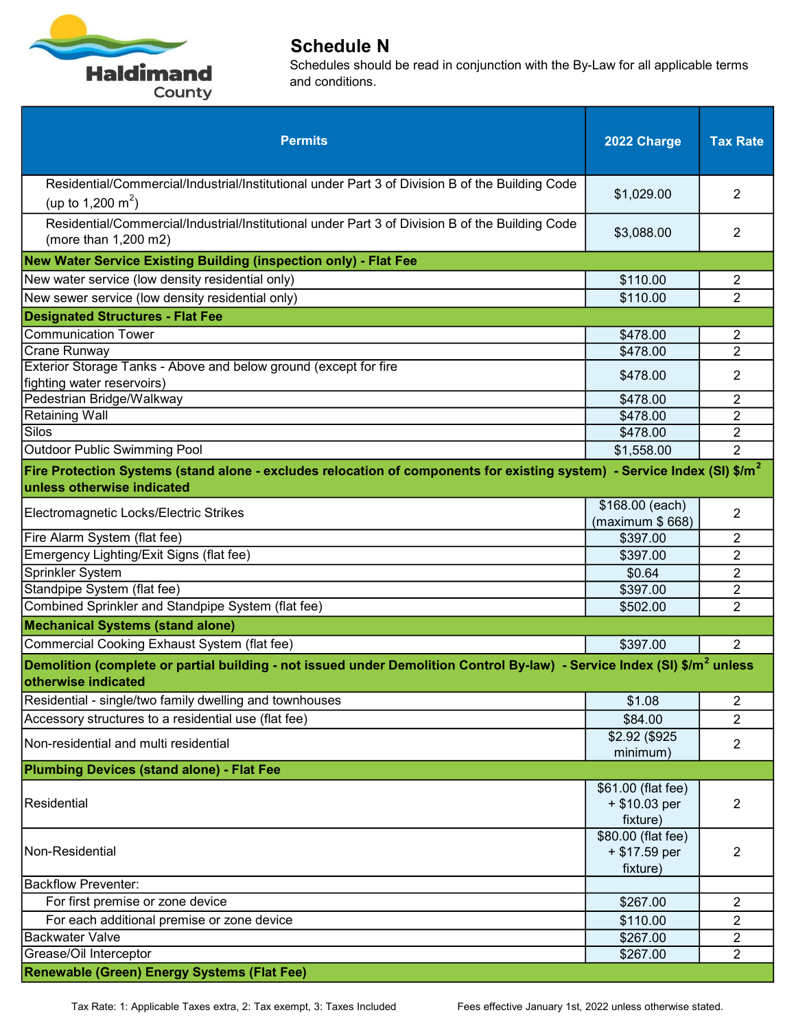## Schedule N

Schedules should be read in conjunction with the By-Law for all applicable terms and conditions.

| Permits | 2022 Charge | Tax Rate |
|---|---|---|
| Residential/Commercial/Industrial/Institutional under Part 3 of Division B of the Building Code (up to 1,200 $m^2$) | $1,029.00 | 2 |
| Residential/Commercial/Industrial/Institutional under Part 3 of Division B of the Building Code (more than 1,200 m2) | $3,088.00 | 2 |
| **New Water Service Existing Building (inspection only) - Flat Fee** | | |
| New water service (low density residential only) | $110.00 | 2 |
| New sewer service (low density residential only) | $110.00 | 2 |
| **Designated Structures - Flat Fee** | | |
| Communication Tower | $478.00 | 2 |
| Crane Runway | $478.00 | 2 |
| Exterior Storage Tanks - Above and below ground (except for fire fighting water reservoirs) | $478.00 | 2 |
| Pedestrian Bridge/Walkway | $478.00 | 2 |
| Retaining Wall | $478.00 | 2 |
| Silos | $478.00 | 2 |
| Outdoor Public Swimming Pool | $1,558.00 | 2 |
| **Fire Protection Systems (stand alone - excludes relocation of components for existing system) - Service Index (SI) $/m² unless otherwise indicated** | | |
| Electromagnetic Locks/Electric Strikes | $168.00 (each) (maximum $ 668) | 2 |
| Fire Alarm System (flat fee) | $397.00 | 2 |
| Emergency Lighting/Exit Signs (flat fee) | $397.00 | 2 |
| Sprinkler System | $0.64 | 2 |
| Standpipe System (flat fee) | $397.00 | 2 |
| Combined Sprinkler and Standpipe System (flat fee) | $502.00 | 2 |
| **Mechanical Systems (stand alone)** | | |
| Commercial Cooking Exhaust System (flat fee) | $397.00 | 2 |
| **Demolition (complete or partial building - not issued under Demolition Control By-law) - Service Index (SI) $/m² unless otherwise indicated** | | |
| Residential - single/two family dwelling and townhouses | $1.08 | 2 |
| Accessory structures to a residential use (flat fee) | $84.00 | 2 |
| Non-residential and multi residential | $2.92 ($925 minimum) | 2 |
| **Plumbing Devices (stand alone) - Flat Fee** | | |
| Residential | $61.00 (flat fee) + $10.03 per fixture) | 2 |
| Non-Residential | $80.00 (flat fee) + $17.59 per fixture) | 2 |
| Backflow Preventer: | | |
| For first premise or zone device | $267.00 | 2 |
| For each additional premise or zone device | $110.00 | 2 |
| Backwater Valve | $267.00 | 2 |
| Grease/Oil Interceptor | $267.00 | 2 |
| **Renewable (Green) Energy Systems (Flat Fee)** | | |

Tax Rate: 1: Applicable Taxes extra, 2: Tax exempt, 3: Taxes Included

Fees effective January 1st, 2022 unless otherwise stated.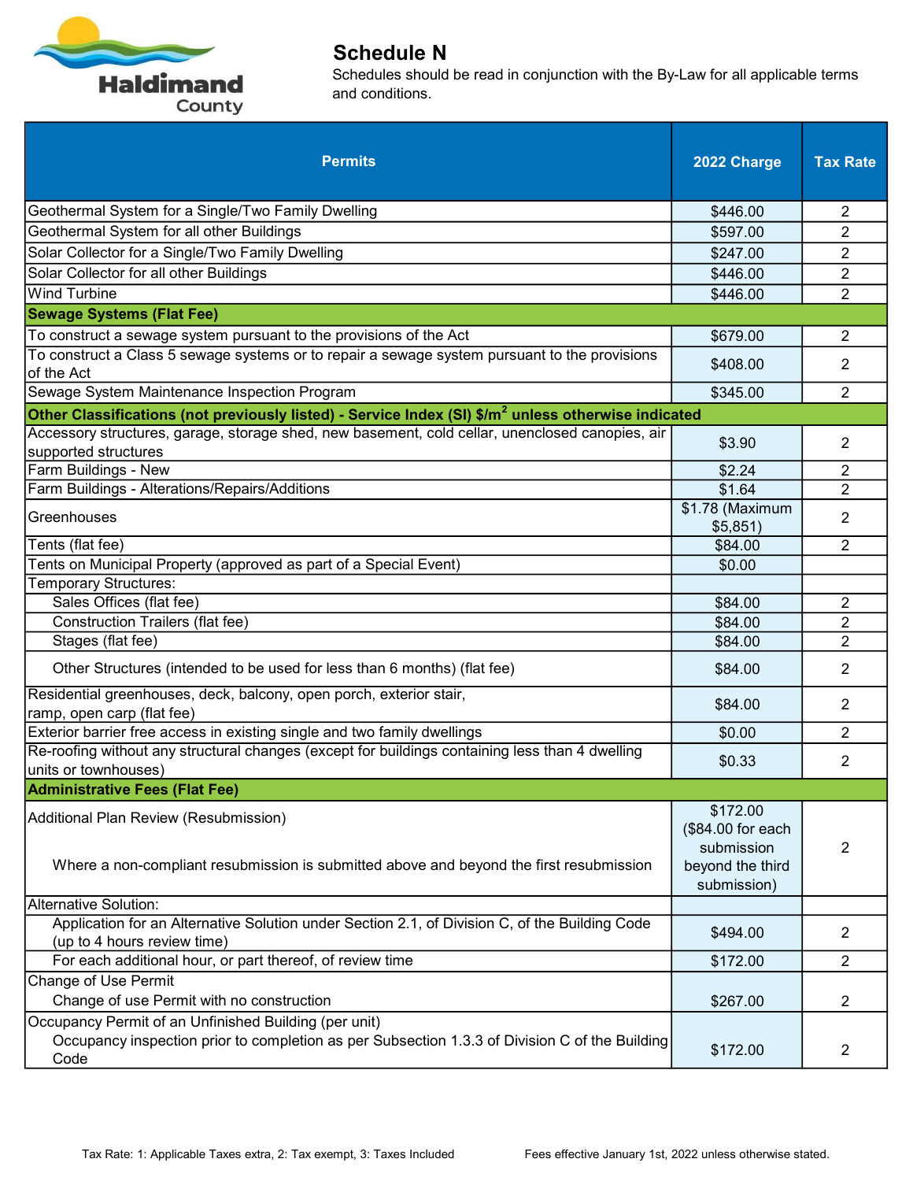# Schedule N

Schedules should be read in conjunction with the By-Law for all applicable terms and conditions.

| Permits | 2022 Charge | Tax Rate |
|---|---|---|
| Geothermal System for a Single/Two Family Dwelling | $446.00 | 2 |
| Geothermal System for all other Buildings | $597.00 | 2 |
| Solar Collector for a Single/Two Family Dwelling | $247.00 | 2 |
| Solar Collector for all other Buildings | $446.00 | 2 |
| Wind Turbine | $446.00 | 2 |
| **Sewage Systems (Flat Fee)** | | |
| To construct a sewage system pursuant to the provisions of the Act | $679.00 | 2 |
| To construct a Class 5 sewage systems or to repair a sewage system pursuant to the provisions of the Act | $408.00 | 2 |
| Sewage System Maintenance Inspection Program | $345.00 | 2 |
| **Other Classifications (not previously listed) - Service Index (SI) $/m$^2$ unless otherwise indicated** | | |
| Accessory structures, garage, storage shed, new basement, cold cellar, unenclosed canopies, air supported structures | $3.90 | 2 |
| Farm Buildings - New | $2.24 | 2 |
| Farm Buildings - Alterations/Repairs/Additions | $1.64 | 2 |
| Greenhouses | $1.78 (Maximum $5,851) | 2 |
| Tents (flat fee) | $84.00 | 2 |
| Tents on Municipal Property (approved as part of a Special Event) | $0.00 | |
| Temporary Structures: | | |
| Sales Offices (flat fee) | $84.00 | 2 |
| Construction Trailers (flat fee) | $84.00 | 2 |
| Stages (flat fee) | $84.00 | 2 |
| Other Structures (intended to be used for less than 6 months) (flat fee) | $84.00 | 2 |
| Residential greenhouses, deck, balcony, open porch, exterior stair, ramp, open carp (flat fee) | $84.00 | 2 |
| Exterior barrier free access in existing single and two family dwellings | $0.00 | 2 |
| Re-roofing without any structural changes (except for buildings containing less than 4 dwelling units or townhouses) | $0.33 | 2 |
| **Administrative Fees (Flat Fee)** | | |
| Additional Plan Review (Resubmission) Where a non-compliant resubmission is submitted above and beyond the first resubmission | $172.00 ($84.00 for each submission beyond the third submission) | 2 |
| Alternative Solution: | | |
| Application for an Alternative Solution under Section 2.1, of Division C, of the Building Code (up to 4 hours review time) | $494.00 | 2 |
| For each additional hour, or part thereof, of review time | $172.00 | 2 |
| Change of Use Permit: Change of use Permit with no construction | $267.00 | 2 |
| Occupancy Permit of an Unfinished Building (per unit): Occupancy inspection prior to completion as per Subsection 1.3.3 of Division C of the Building Code | $172.00 | 2 |

Tax Rate: 1: Applicable Taxes extra, 2: Tax exempt, 3: Taxes Included

Fees effective January 1st, 2022 unless otherwise stated.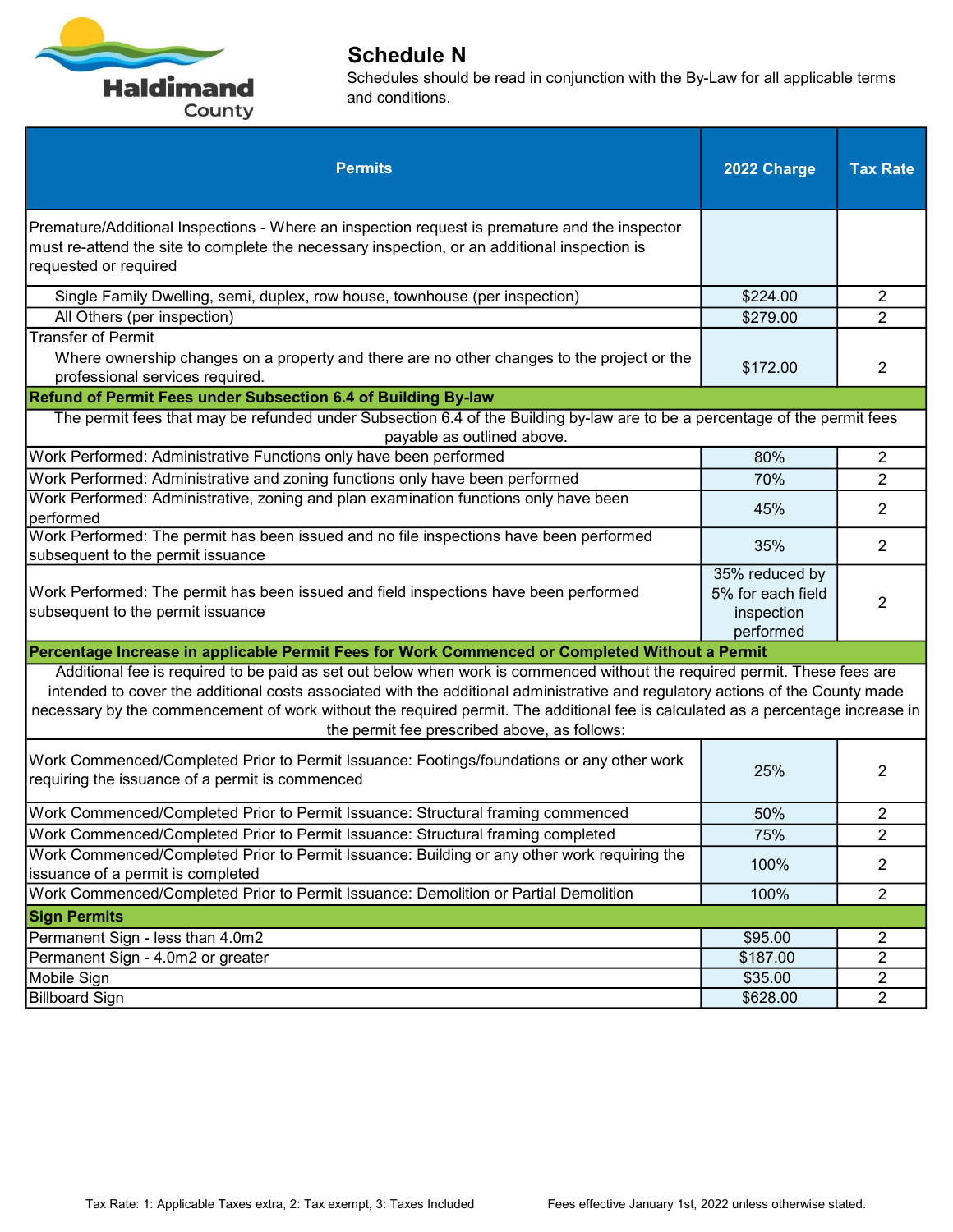Haldimand County

# Schedule N

Schedules should be read in conjunction with the By-Law for all applicable terms and conditions.

| Permits | 2022 Charge | Tax Rate |
|---|---|---|
| Premature/Additional Inspections - Where an inspection request is premature and the inspector must re-attend the site to complete the necessary inspection, or an additional inspection is requested or required | | |
| Single Family Dwelling, semi, duplex, row house, townhouse (per inspection) | $224.00 | 2 |
| All Others (per inspection) | $279.00 | 2 |
| Transfer of Permit<br>Where ownership changes on a property and there are no other changes to the project or the professional services required. | $172.00 | 2 |
| **Refund of Permit Fees under Subsection 6.4 of Building By-law** | | |
| The permit fees that may be refunded under Subsection 6.4 of the Building by-law are to be a percentage of the permit fees payable as outlined above. | | |
| Work Performed: Administrative Functions only have been performed | 80% | 2 |
| Work Performed: Administrative and zoning functions only have been performed | 70% | 2 |
| Work Performed: Administrative, zoning and plan examination functions only have been performed | 45% | 2 |
| Work Performed: The permit has been issued and no file inspections have been performed subsequent to the permit issuance | 35% | 2 |
| Work Performed: The permit has been issued and field inspections have been performed subsequent to the permit issuance | 35% reduced by 5% for each field inspection performed | 2 |
| **Percentage Increase in applicable Permit Fees for Work Commenced or Completed Without a Permit** | | |
| Additional fee is required to be paid as set out below when work is commenced without the required permit. These fees are intended to cover the additional costs associated with the additional administrative and regulatory actions of the County made necessary by the commencement of work without the required permit. The additional fee is calculated as a percentage increase in the permit fee prescribed above, as follows: | | |
| Work Commenced/Completed Prior to Permit Issuance: Footings/foundations or any other work requiring the issuance of a permit is commenced | 25% | 2 |
| Work Commenced/Completed Prior to Permit Issuance: Structural framing commenced | 50% | 2 |
| Work Commenced/Completed Prior to Permit Issuance: Structural framing completed | 75% | 2 |
| Work Commenced/Completed Prior to Permit Issuance: Building or any other work requiring the issuance of a permit is completed | 100% | 2 |
| Work Commenced/Completed Prior to Permit Issuance: Demolition or Partial Demolition | 100% | 2 |
| **Sign Permits** | | |
| Permanent Sign - less than 4.0m2 | $95.00 | 2 |
| Permanent Sign - 4.0m2 or greater | $187.00 | 2 |
| Mobile Sign | $35.00 | 2 |
| Billboard Sign | $628.00 | 2 |

Tax Rate: 1: Applicable Taxes extra, 2: Tax exempt, 3: Taxes Included

Fees effective January 1st, 2022 unless otherwise stated.